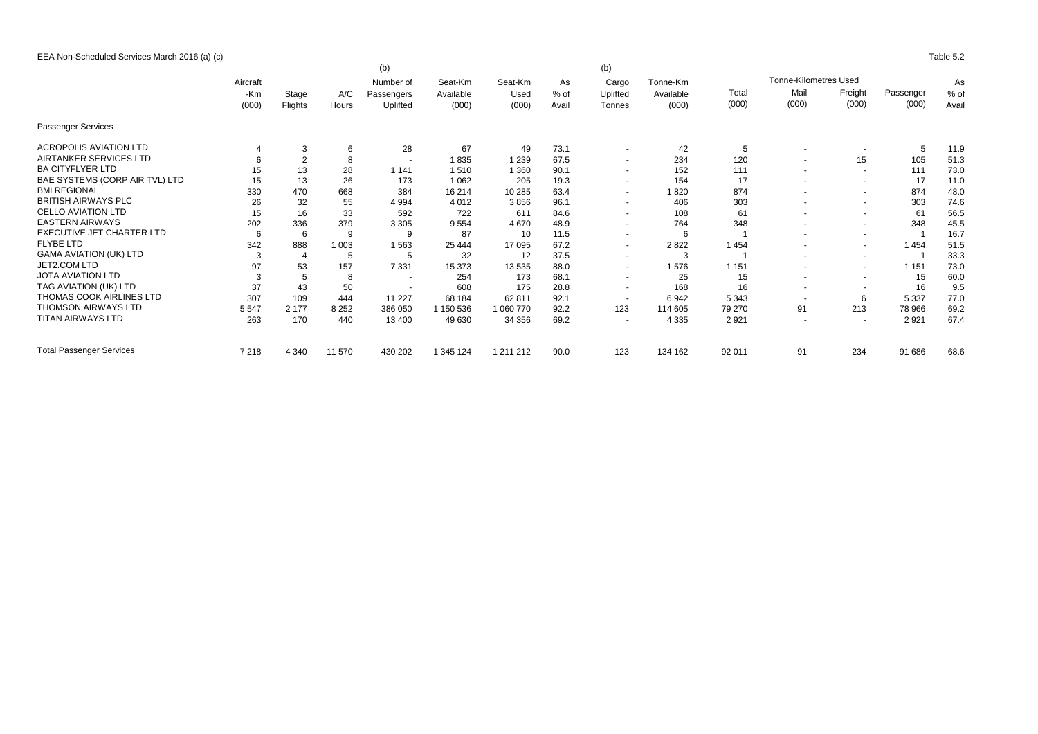EEA Non-Scheduled Services March 2016 (a) (c)

Table 5.2

| | Aircraft -Km (000) | Stage Flights | A/C Hours | (b) Number of Passengers Uplifted | Seat-Km Available (000) | Seat-Km Used (000) | As % of Avail | (b) Cargo Uplifted Tonnes | Tonne-Km Available (000) | Tonne-Kilometres Used Total (000) | Mail (000) | Freight (000) | Passenger (000) | As % of Avail |
|---|---|---|---|---|---|---|---|---|---|---|---|---|---|---|
| Passenger Services | | | | | | | | | | | | | | |
| ACROPOLIS AVIATION LTD | 4 | 3 | 6 | 28 | 67 | 49 | 73.1 | - | 42 | 5 | - | - | 5 | 11.9 |
| AIRTANKER SERVICES LTD | 6 | 2 | 8 | - | 1 835 | 1 239 | 67.5 | - | 234 | 120 | - | 15 | 105 | 51.3 |
| BA CITYFLYER LTD | 15 | 13 | 28 | 1 141 | 1 510 | 1 360 | 90.1 | - | 152 | 111 | - | - | 111 | 73.0 |
| BAE SYSTEMS (CORP AIR TVL) LTD | 15 | 13 | 26 | 173 | 1 062 | 205 | 19.3 | - | 154 | 17 | - | - | 17 | 11.0 |
| BMI REGIONAL | 330 | 470 | 668 | 384 | 16 214 | 10 285 | 63.4 | - | 1 820 | 874 | - | - | 874 | 48.0 |
| BRITISH AIRWAYS PLC | 26 | 32 | 55 | 4 994 | 4 012 | 3 856 | 96.1 | - | 406 | 303 | - | - | 303 | 74.6 |
| CELLO AVIATION LTD | 15 | 16 | 33 | 592 | 722 | 611 | 84.6 | - | 108 | 61 | - | - | 61 | 56.5 |
| EASTERN AIRWAYS | 202 | 336 | 379 | 3 305 | 9 554 | 4 670 | 48.9 | - | 764 | 348 | - | - | 348 | 45.5 |
| EXECUTIVE JET CHARTER LTD | 6 | 6 | 9 | 9 | 87 | 10 | 11.5 | - | 6 | 1 | - | - | 1 | 16.7 |
| FLYBE LTD | 342 | 888 | 1 003 | 1 563 | 25 444 | 17 095 | 67.2 | - | 2 822 | 1 454 | - | - | 1 454 | 51.5 |
| GAMA AVIATION (UK) LTD | 3 | 4 | 5 | 5 | 32 | 12 | 37.5 | - | 3 | 1 | - | - | 1 | 33.3 |
| JET2.COM LTD | 97 | 53 | 157 | 7 331 | 15 373 | 13 535 | 88.0 | - | 1 576 | 1 151 | - | - | 1 151 | 73.0 |
| JOTA AVIATION LTD | 3 | 5 | 8 | - | 254 | 173 | 68.1 | - | 25 | 15 | - | - | 15 | 60.0 |
| TAG AVIATION (UK) LTD | 37 | 43 | 50 | - | 608 | 175 | 28.8 | - | 168 | 16 | - | - | 16 | 9.5 |
| THOMAS COOK AIRLINES LTD | 307 | 109 | 444 | 11 227 | 68 184 | 62 811 | 92.1 | - | 6 942 | 5 343 | - | 6 | 5 337 | 77.0 |
| THOMSON AIRWAYS LTD | 5 547 | 2 177 | 8 252 | 386 050 | 1 150 536 | 1 060 770 | 92.2 | 123 | 114 605 | 79 270 | 91 | 213 | 78 966 | 69.2 |
| TITAN AIRWAYS LTD | 263 | 170 | 440 | 13 400 | 49 630 | 34 356 | 69.2 | - | 4 335 | 2 921 | - | - | 2 921 | 67.4 |
| Total Passenger Services | 7 218 | 4 340 | 11 570 | 430 202 | 1 345 124 | 1 211 212 | 90.0 | 123 | 134 162 | 92 011 | 91 | 234 | 91 686 | 68.6 |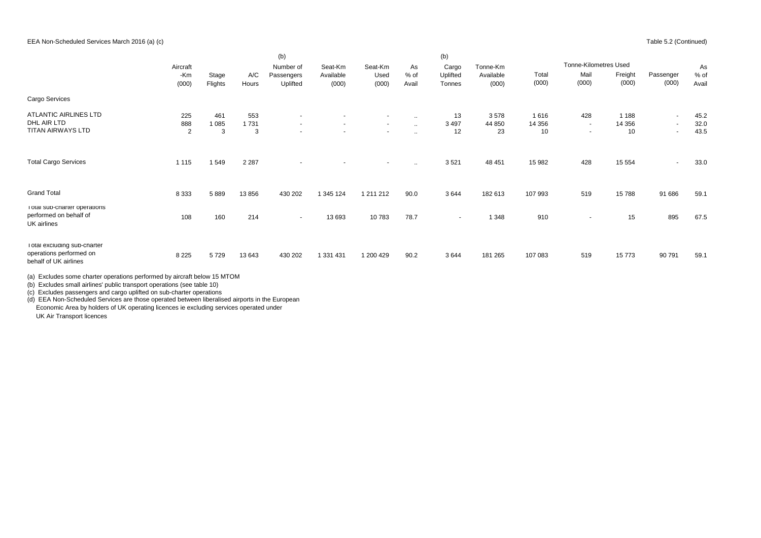EEA Non-Scheduled Services March 2016 (a) (c)

Table 5.2 (Continued)

| | Aircraft -Km (000) | Stage Flights | A/C Hours | (b) Number of Passengers Uplifted | Seat-Km Available (000) | Seat-Km Used (000) | As % of Avail | (b) Cargo Uplifted Tonnes | Tonne-Km Available (000) | Tonne-Kilometres Used Total (000) | Mail (000) | Freight (000) | Passenger (000) | As % of Avail |
|---|---|---|---|---|---|---|---|---|---|---|---|---|---|---|
| Cargo Services | | | | | | | | | | | | | | |
| ATLANTIC AIRLINES LTD | 225 | 461 | 553 | - | - | - | .. | 13 | 3 578 | 1 616 | 428 | 1 188 | - | 45.2 |
| DHL AIR LTD | 888 | 1 085 | 1 731 | - | - | - | .. | 3 497 | 44 850 | 14 356 | - | 14 356 | - | 32.0 |
| TITAN AIRWAYS LTD | 2 | 3 | 3 | - | - | - | .. | 12 | 23 | 10 | - | 10 | - | 43.5 |
| Total Cargo Services | 1 115 | 1 549 | 2 287 | - | - | - | .. | 3 521 | 48 451 | 15 982 | 428 | 15 554 | - | 33.0 |
| Grand Total | 8 333 | 5 889 | 13 856 | 430 202 | 1 345 124 | 1 211 212 | 90.0 | 3 644 | 182 613 | 107 993 | 519 | 15 788 | 91 686 | 59.1 |
| Total sub-charter operations performed on behalf of UK airlines | 108 | 160 | 214 | - | 13 693 | 10 783 | 78.7 | - | 1 348 | 910 | - | 15 | 895 | 67.5 |
| Total excluding sub-charter operations performed on behalf of UK airlines | 8 225 | 5 729 | 13 643 | 430 202 | 1 331 431 | 1 200 429 | 90.2 | 3 644 | 181 265 | 107 083 | 519 | 15 773 | 90 791 | 59.1 |

(a) Excludes some charter operations performed by aircraft below 15 MTOM
(b) Excludes small airlines' public transport operations (see table 10)
(c) Excludes passengers and cargo uplifted on sub-charter operations
(d) EEA Non-Scheduled Services are those operated between liberalised airports in the European Economic Area by holders of UK operating licences ie excluding services operated under UK Air Transport licences